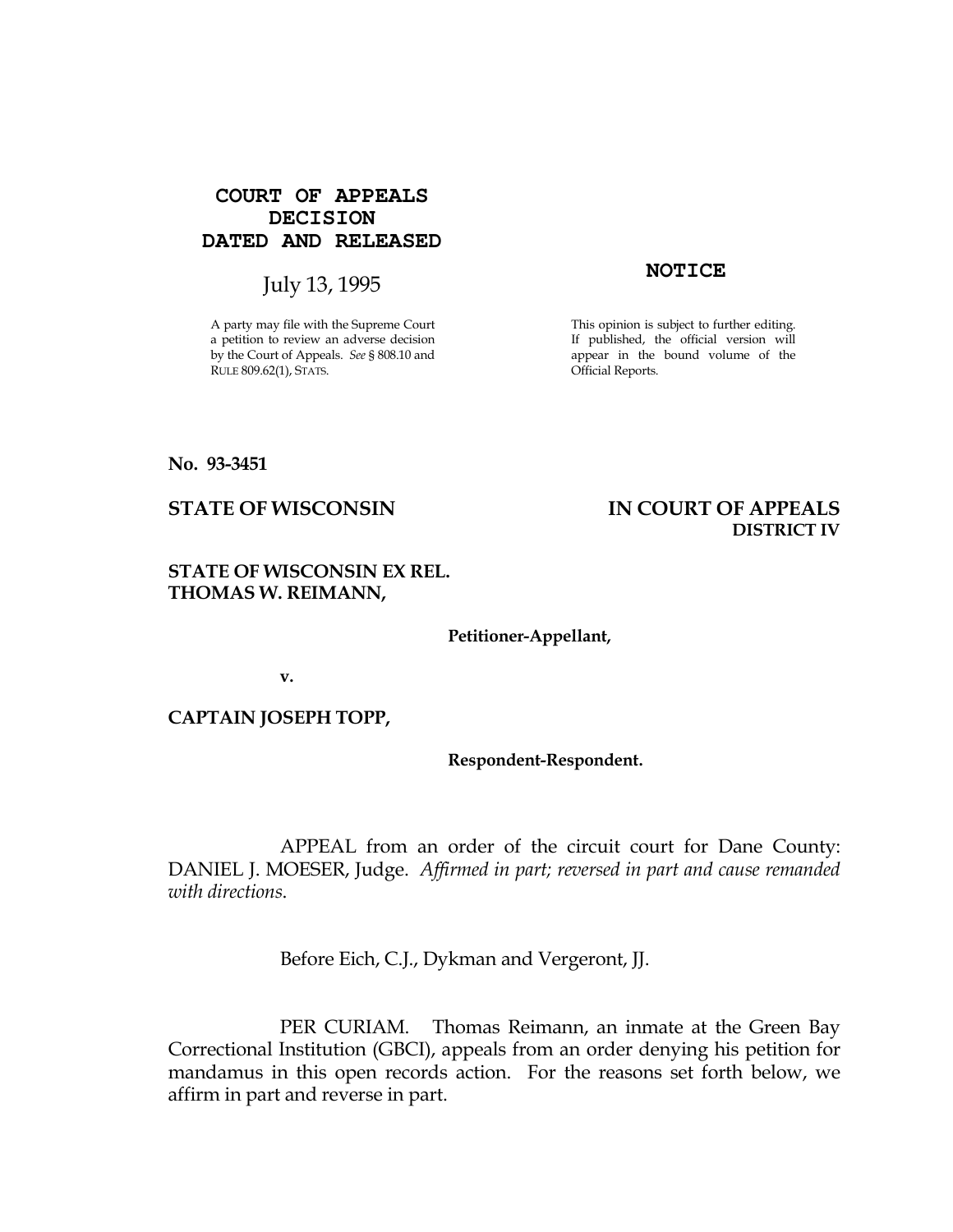**COURT OF APPEALS DECISION DATED AND RELEASED**

July 13, 1995

A party may file with the Supreme Court a petition to review an adverse decision by the Court of Appeals. *See* § 808.10 and RULE 809.62(1), STATS.

**NOTICE**

This opinion is subject to further editing. If published, the official version will appear in the bound volume of the Official Reports.

**No. 93-3451**

**STATE OF WISCONSIN** **IN COURT OF APPEALS**
**DISTRICT IV**

**STATE OF WISCONSIN EX REL. THOMAS W. REIMANN,**

**Petitioner-Appellant,**

**v.**

**CAPTAIN JOSEPH TOPP,**

**Respondent-Respondent.**

APPEAL from an order of the circuit court for Dane County: DANIEL J. MOESER, Judge. *Affirmed in part; reversed in part and cause remanded with directions.*

Before Eich, C.J., Dykman and Vergeront, JJ.

PER CURIAM. Thomas Reimann, an inmate at the Green Bay Correctional Institution (GBCI), appeals from an order denying his petition for mandamus in this open records action. For the reasons set forth below, we affirm in part and reverse in part.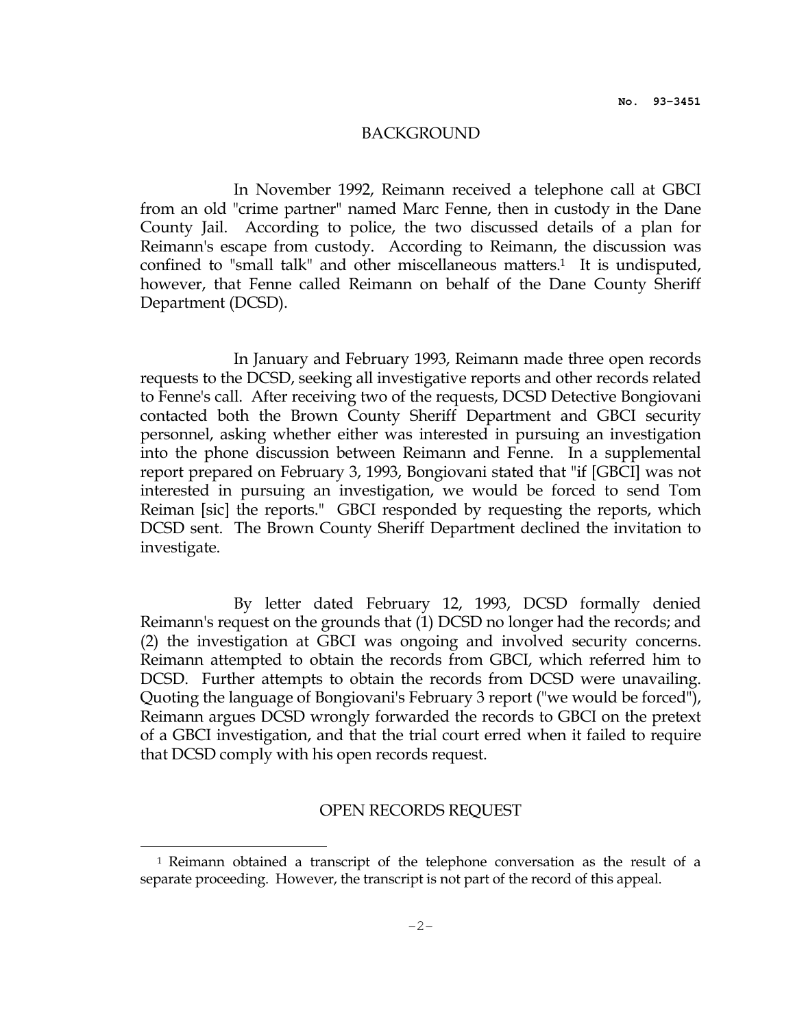## BACKGROUND

In November 1992, Reimann received a telephone call at GBCI from an old "crime partner" named Marc Fenne, then in custody in the Dane County Jail. According to police, the two discussed details of a plan for Reimann's escape from custody. According to Reimann, the discussion was confined to "small talk" and other miscellaneous matters.[1] It is undisputed, however, that Fenne called Reimann on behalf of the Dane County Sheriff Department (DCSD).

In January and February 1993, Reimann made three open records requests to the DCSD, seeking all investigative reports and other records related to Fenne's call. After receiving two of the requests, DCSD Detective Bongiovani contacted both the Brown County Sheriff Department and GBCI security personnel, asking whether either was interested in pursuing an investigation into the phone discussion between Reimann and Fenne. In a supplemental report prepared on February 3, 1993, Bongiovani stated that "if [GBCI] was not interested in pursuing an investigation, we would be forced to send Tom Reiman [sic] the reports." GBCI responded by requesting the reports, which DCSD sent. The Brown County Sheriff Department declined the invitation to investigate.

By letter dated February 12, 1993, DCSD formally denied Reimann's request on the grounds that (1) DCSD no longer had the records; and (2) the investigation at GBCI was ongoing and involved security concerns. Reimann attempted to obtain the records from GBCI, which referred him to DCSD. Further attempts to obtain the records from DCSD were unavailing. Quoting the language of Bongiovani's February 3 report ("we would be forced"), Reimann argues DCSD wrongly forwarded the records to GBCI on the pretext of a GBCI investigation, and that the trial court erred when it failed to require that DCSD comply with his open records request.

## OPEN RECORDS REQUEST

---

[1] Reimann obtained a transcript of the telephone conversation as the result of a separate proceeding. However, the transcript is not part of the record of this appeal.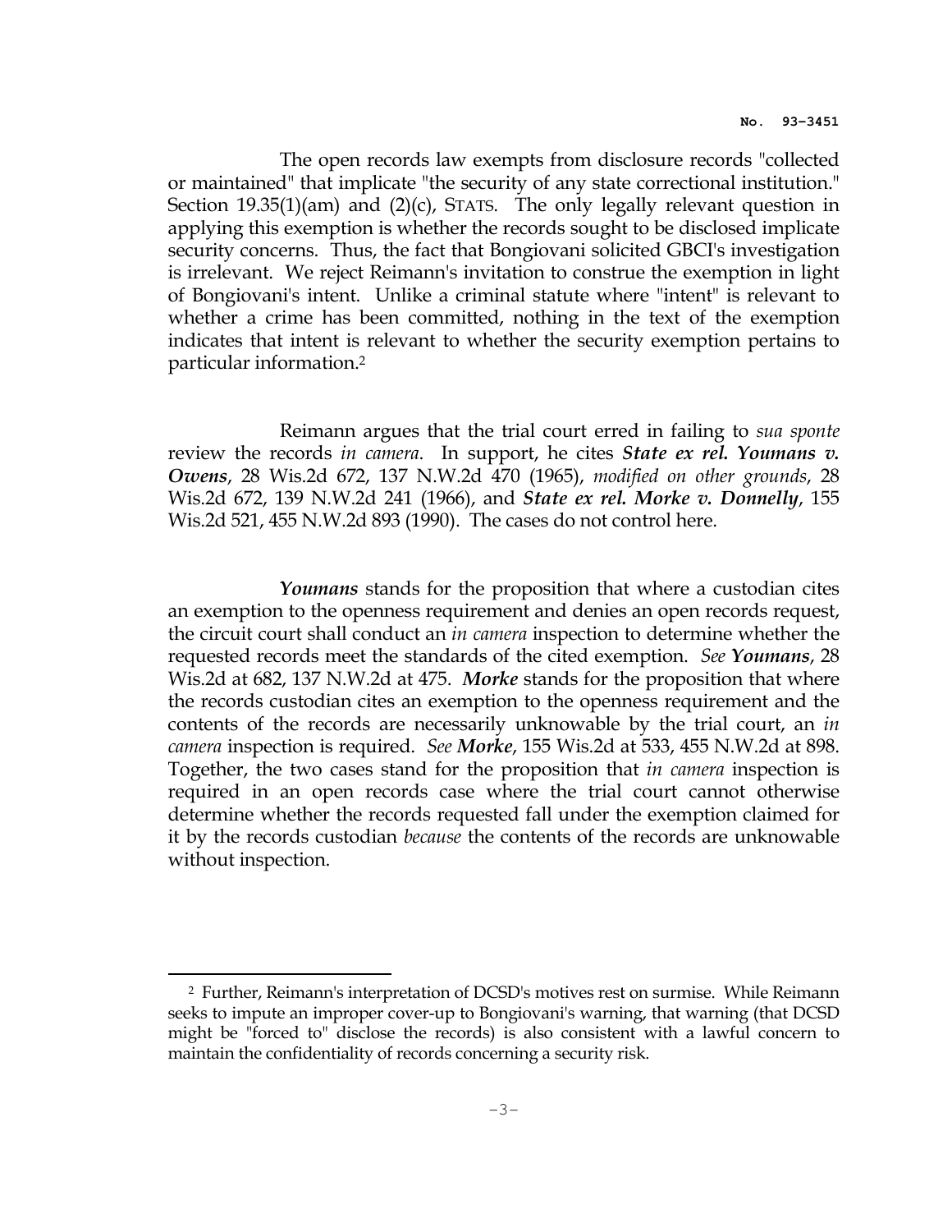The open records law exempts from disclosure records "collected or maintained" that implicate "the security of any state correctional institution." Section 19.35(1)(am) and (2)(c), STATS. The only legally relevant question in applying this exemption is whether the records sought to be disclosed implicate security concerns. Thus, the fact that Bongiovani solicited GBCI's investigation is irrelevant. We reject Reimann's invitation to construe the exemption in light of Bongiovani's intent. Unlike a criminal statute where "intent" is relevant to whether a crime has been committed, nothing in the text of the exemption indicates that intent is relevant to whether the security exemption pertains to particular information.[2]

Reimann argues that the trial court erred in failing to *sua sponte* review the records *in camera*. In support, he cites ***State ex rel. Youmans v. Owens***, 28 Wis.2d 672, 137 N.W.2d 470 (1965), *modified on other grounds*, 28 Wis.2d 672, 139 N.W.2d 241 (1966), and ***State ex rel. Morke v. Donnelly***, 155 Wis.2d 521, 455 N.W.2d 893 (1990). The cases do not control here.

***Youmans*** stands for the proposition that where a custodian cites an exemption to the openness requirement and denies an open records request, the circuit court shall conduct an *in camera* inspection to determine whether the requested records meet the standards of the cited exemption. *See* ***Youmans***, 28 Wis.2d at 682, 137 N.W.2d at 475. ***Morke*** stands for the proposition that where the records custodian cites an exemption to the openness requirement and the contents of the records are necessarily unknowable by the trial court, an *in camera* inspection is required. *See* ***Morke***, 155 Wis.2d at 533, 455 N.W.2d at 898. Together, the two cases stand for the proposition that *in camera* inspection is required in an open records case where the trial court cannot otherwise determine whether the records requested fall under the exemption claimed for it by the records custodian *because* the contents of the records are unknowable without inspection.

---

[2] Further, Reimann's interpretation of DCSD's motives rest on surmise. While Reimann seeks to impute an improper cover-up to Bongiovani's warning, that warning (that DCSD might be "forced to" disclose the records) is also consistent with a lawful concern to maintain the confidentiality of records concerning a security risk.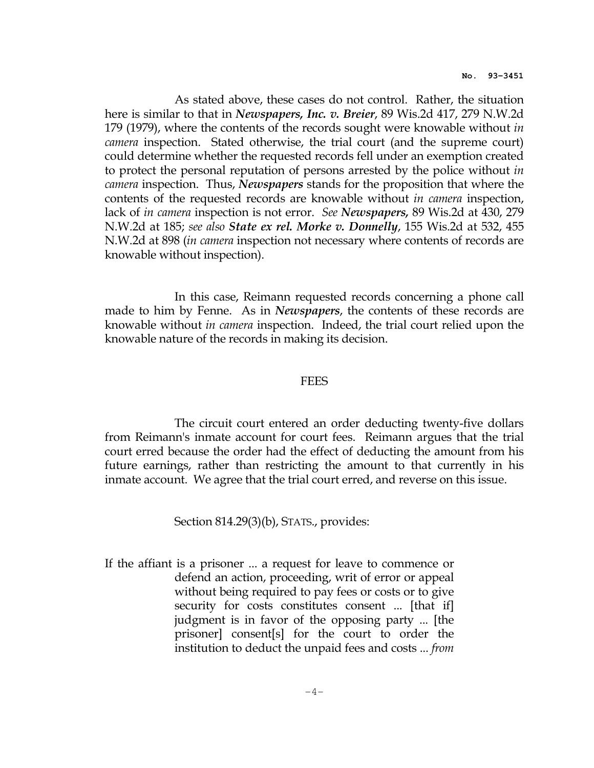As stated above, these cases do not control. Rather, the situation here is similar to that in ***Newspapers, Inc. v. Breier***, 89 Wis.2d 417, 279 N.W.2d 179 (1979), where the contents of the records sought were knowable without *in camera* inspection. Stated otherwise, the trial court (and the supreme court) could determine whether the requested records fell under an exemption created to protect the personal reputation of persons arrested by the police without *in camera* inspection. Thus, ***Newspapers*** stands for the proposition that where the contents of the requested records are knowable without *in camera* inspection, lack of *in camera* inspection is not error. *See* ***Newspapers,*** 89 Wis.2d at 430, 279 N.W.2d at 185; *see also* ***State ex rel. Morke v. Donnelly***, 155 Wis.2d at 532, 455 N.W.2d at 898 (*in camera* inspection not necessary where contents of records are knowable without inspection).

In this case, Reimann requested records concerning a phone call made to him by Fenne. As in ***Newspapers***, the contents of these records are knowable without *in camera* inspection. Indeed, the trial court relied upon the knowable nature of the records in making its decision.

## FEES

The circuit court entered an order deducting twenty-five dollars from Reimann's inmate account for court fees. Reimann argues that the trial court erred because the order had the effect of deducting the amount from his future earnings, rather than restricting the amount to that currently in his inmate account. We agree that the trial court erred, and reverse on this issue.

Section 814.29(3)(b), STATS., provides:

> If the affiant is a prisoner ... a request for leave to commence or defend an action, proceeding, writ of error or appeal without being required to pay fees or costs or to give security for costs constitutes consent ... [that if] judgment is in favor of the opposing party ... [the prisoner] consent[s] for the court to order the institution to deduct the unpaid fees and costs ... *from*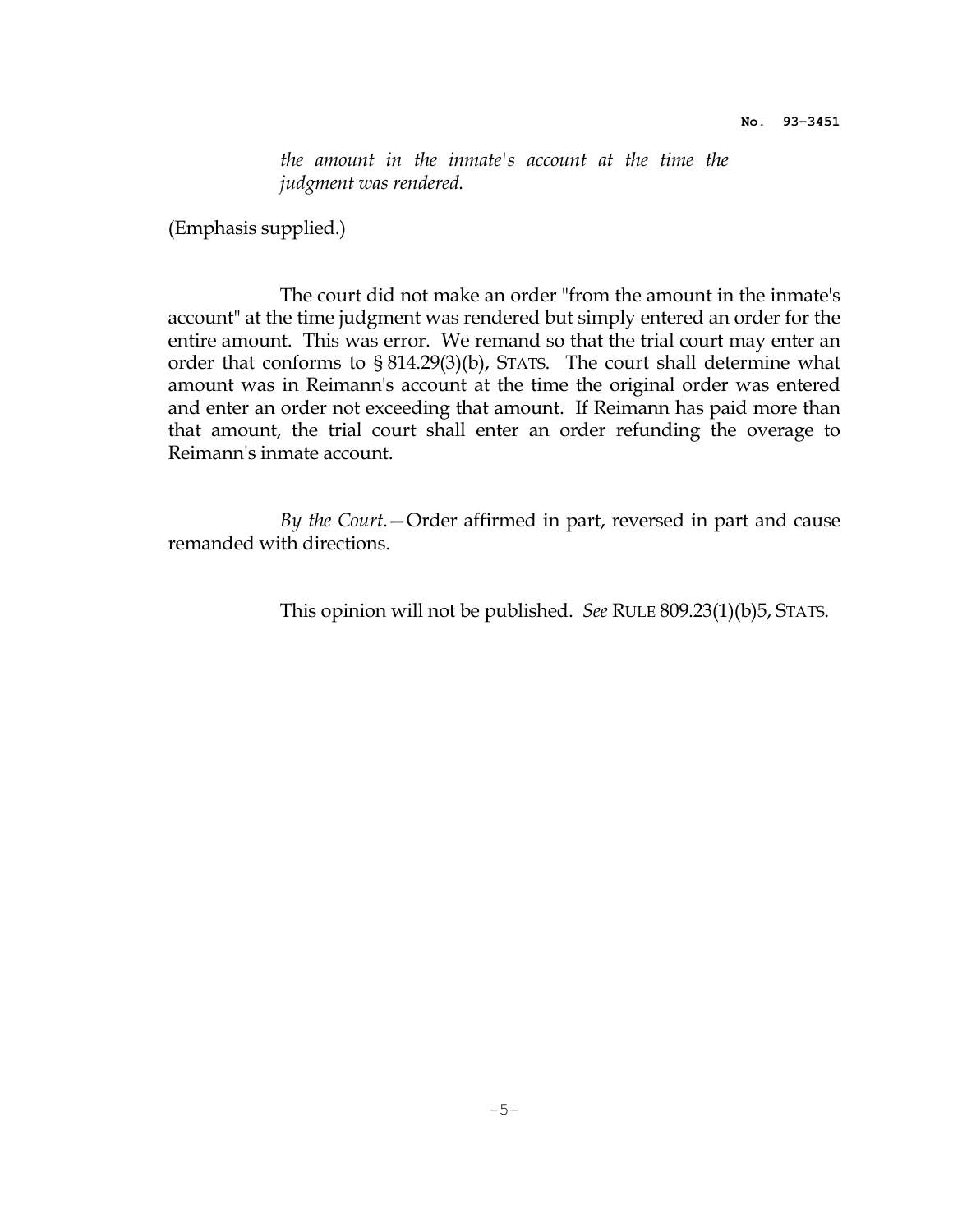*the amount in the inmate's account at the time the judgment was rendered.*

(Emphasis supplied.)

The court did not make an order "from the amount in the inmate's account" at the time judgment was rendered but simply entered an order for the entire amount. This was error. We remand so that the trial court may enter an order that conforms to § 814.29(3)(b), STATS. The court shall determine what amount was in Reimann's account at the time the original order was entered and enter an order not exceeding that amount. If Reimann has paid more than that amount, the trial court shall enter an order refunding the overage to Reimann's inmate account.

*By the Court.*—Order affirmed in part, reversed in part and cause remanded with directions.

This opinion will not be published. *See* RULE 809.23(1)(b)5, STATS.